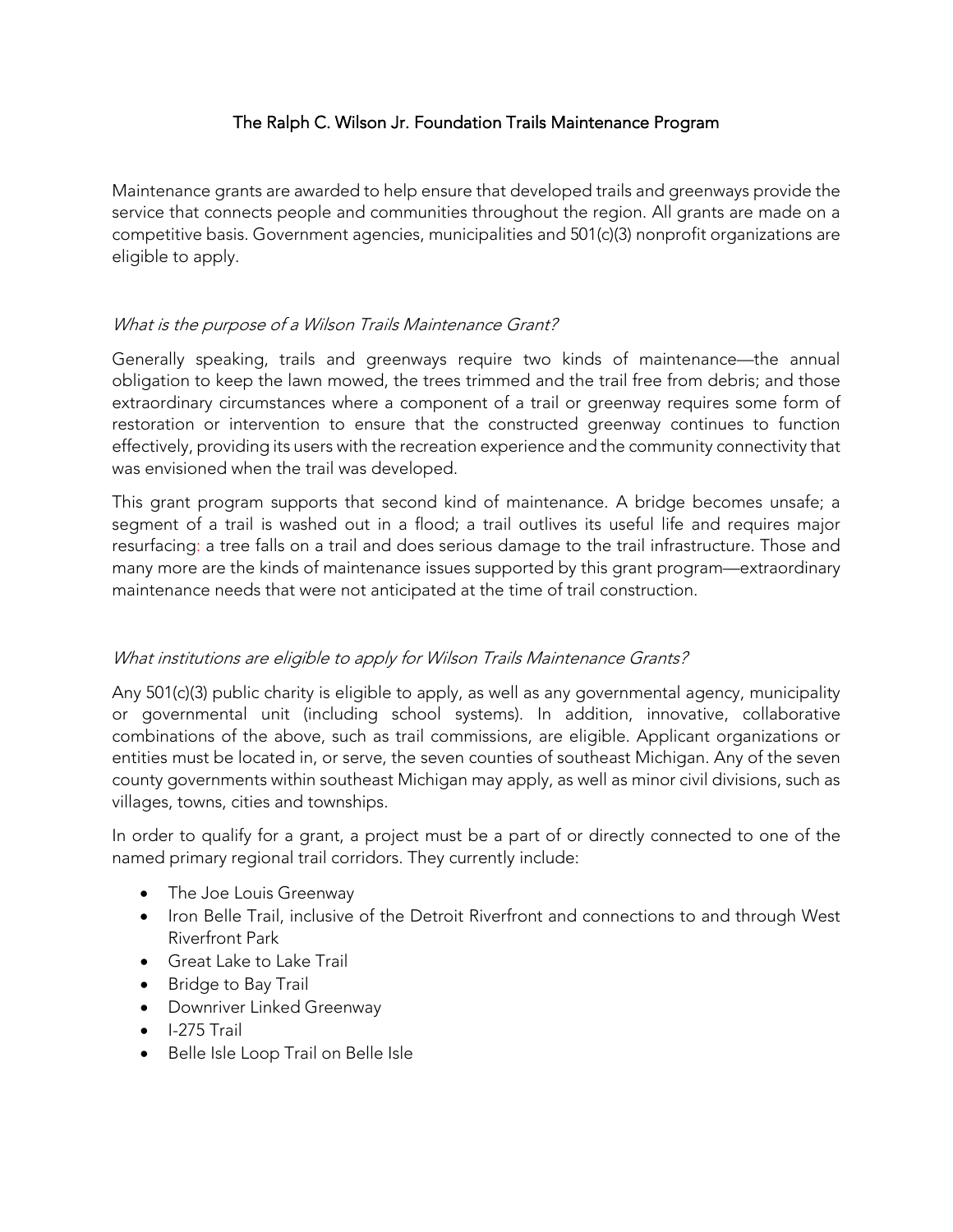# The Ralph C. Wilson Jr. Foundation Trails Maintenance Program

Maintenance grants are awarded to help ensure that developed trails and greenways provide the service that connects people and communities throughout the region. All grants are made on a competitive basis. Government agencies, municipalities and 501(c)(3) nonprofit organizations are eligible to apply.

### *What is the purpose of a Wilson Trails Maintenance Grant?*

Generally speaking, trails and greenways require two kinds of maintenance—the annual obligation to keep the lawn mowed, the trees trimmed and the trail free from debris; and those extraordinary circumstances where a component of a trail or greenway requires some form of restoration or intervention to ensure that the constructed greenway continues to function effectively, providing its users with the recreation experience and the community connectivity that was envisioned when the trail was developed.

This grant program supports that second kind of maintenance. A bridge becomes unsafe; a segment of a trail is washed out in a flood; a trail outlives its useful life and requires major resurfacing: a tree falls on a trail and does serious damage to the trail infrastructure. Those and many more are the kinds of maintenance issues supported by this grant program—extraordinary maintenance needs that were not anticipated at the time of trail construction.

### *What institutions are eligible to apply for Wilson Trails Maintenance Grants?*

Any 501(c)(3) public charity is eligible to apply, as well as any governmental agency, municipality or governmental unit (including school systems). In addition, innovative, collaborative combinations of the above, such as trail commissions, are eligible. Applicant organizations or entities must be located in, or serve, the seven counties of southeast Michigan. Any of the seven county governments within southeast Michigan may apply, as well as minor civil divisions, such as villages, towns, cities and townships.

In order to qualify for a grant, a project must be a part of or directly connected to one of the named primary regional trail corridors. They currently include:

- The Joe Louis Greenway
- Iron Belle Trail, inclusive of the Detroit Riverfront and connections to and through West Riverfront Park
- Great Lake to Lake Trail
- Bridge to Bay Trail
- Downriver Linked Greenway
- I-275 Trail
- Belle Isle Loop Trail on Belle Isle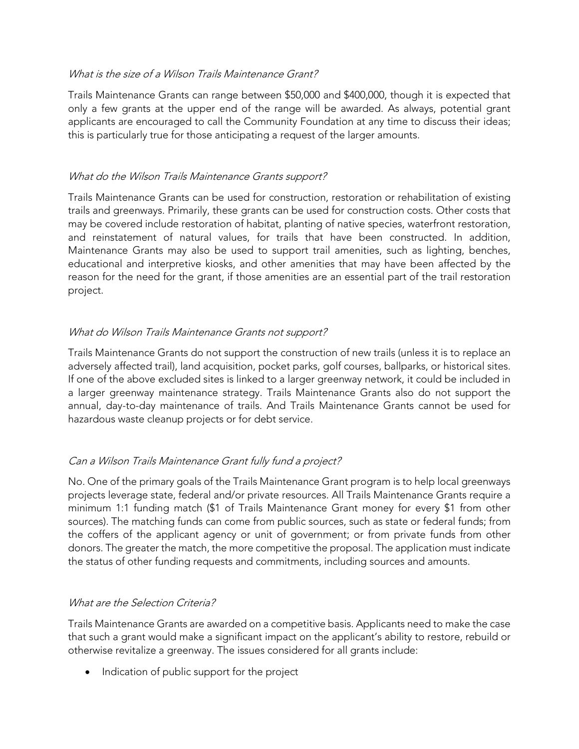*What is the size of a Wilson Trails Maintenance Grant?*

Trails Maintenance Grants can range between $50,000 and $400,000, though it is expected that only a few grants at the upper end of the range will be awarded. As always, potential grant applicants are encouraged to call the Community Foundation at any time to discuss their ideas; this is particularly true for those anticipating a request of the larger amounts.

*What do the Wilson Trails Maintenance Grants support?*

Trails Maintenance Grants can be used for construction, restoration or rehabilitation of existing trails and greenways. Primarily, these grants can be used for construction costs. Other costs that may be covered include restoration of habitat, planting of native species, waterfront restoration, and reinstatement of natural values, for trails that have been constructed. In addition, Maintenance Grants may also be used to support trail amenities, such as lighting, benches, educational and interpretive kiosks, and other amenities that may have been affected by the reason for the need for the grant, if those amenities are an essential part of the trail restoration project.

*What do Wilson Trails Maintenance Grants not support?*

Trails Maintenance Grants do not support the construction of new trails (unless it is to replace an adversely affected trail), land acquisition, pocket parks, golf courses, ballparks, or historical sites. If one of the above excluded sites is linked to a larger greenway network, it could be included in a larger greenway maintenance strategy. Trails Maintenance Grants also do not support the annual, day-to-day maintenance of trails. And Trails Maintenance Grants cannot be used for hazardous waste cleanup projects or for debt service.

*Can a Wilson Trails Maintenance Grant fully fund a project?*

No. One of the primary goals of the Trails Maintenance Grant program is to help local greenways projects leverage state, federal and/or private resources. All Trails Maintenance Grants require a minimum 1:1 funding match ($1 of Trails Maintenance Grant money for every $1 from other sources). The matching funds can come from public sources, such as state or federal funds; from the coffers of the applicant agency or unit of government; or from private funds from other donors. The greater the match, the more competitive the proposal. The application must indicate the status of other funding requests and commitments, including sources and amounts.

*What are the Selection Criteria?*

Trails Maintenance Grants are awarded on a competitive basis. Applicants need to make the case that such a grant would make a significant impact on the applicant's ability to restore, rebuild or otherwise revitalize a greenway. The issues considered for all grants include:

- Indication of public support for the project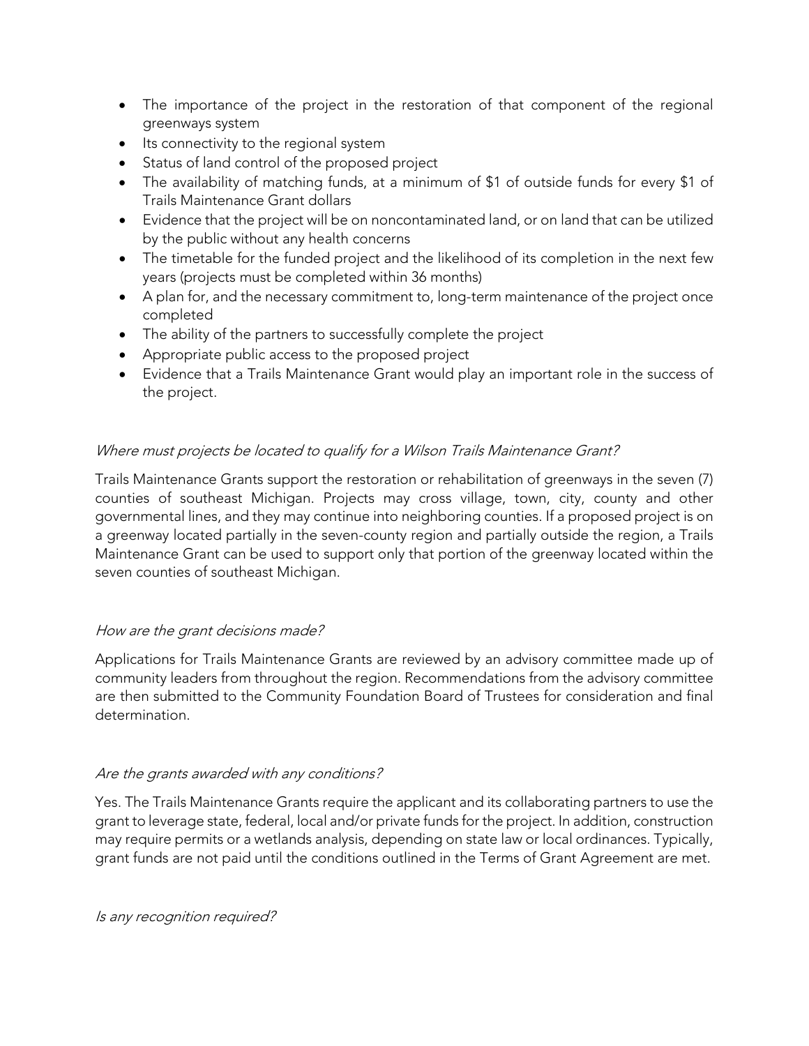- The importance of the project in the restoration of that component of the regional greenways system
- Its connectivity to the regional system
- Status of land control of the proposed project
- The availability of matching funds, at a minimum of $1 of outside funds for every $1 of Trails Maintenance Grant dollars
- Evidence that the project will be on noncontaminated land, or on land that can be utilized by the public without any health concerns
- The timetable for the funded project and the likelihood of its completion in the next few years (projects must be completed within 36 months)
- A plan for, and the necessary commitment to, long-term maintenance of the project once completed
- The ability of the partners to successfully complete the project
- Appropriate public access to the proposed project
- Evidence that a Trails Maintenance Grant would play an important role in the success of the project.

*Where must projects be located to qualify for a Wilson Trails Maintenance Grant?*

Trails Maintenance Grants support the restoration or rehabilitation of greenways in the seven (7) counties of southeast Michigan. Projects may cross village, town, city, county and other governmental lines, and they may continue into neighboring counties. If a proposed project is on a greenway located partially in the seven-county region and partially outside the region, a Trails Maintenance Grant can be used to support only that portion of the greenway located within the seven counties of southeast Michigan.

*How are the grant decisions made?*

Applications for Trails Maintenance Grants are reviewed by an advisory committee made up of community leaders from throughout the region. Recommendations from the advisory committee are then submitted to the Community Foundation Board of Trustees for consideration and final determination.

*Are the grants awarded with any conditions?*

Yes. The Trails Maintenance Grants require the applicant and its collaborating partners to use the grant to leverage state, federal, local and/or private funds for the project. In addition, construction may require permits or a wetlands analysis, depending on state law or local ordinances. Typically, grant funds are not paid until the conditions outlined in the Terms of Grant Agreement are met.

*Is any recognition required?*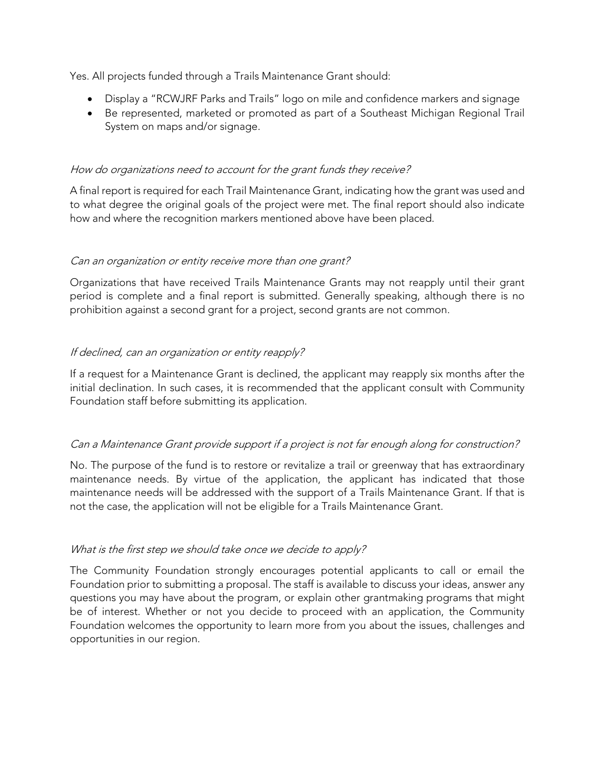Yes. All projects funded through a Trails Maintenance Grant should:

- Display a "RCWJRF Parks and Trails" logo on mile and confidence markers and signage
- Be represented, marketed or promoted as part of a Southeast Michigan Regional Trail System on maps and/or signage.

*How do organizations need to account for the grant funds they receive?*

A final report is required for each Trail Maintenance Grant, indicating how the grant was used and to what degree the original goals of the project were met. The final report should also indicate how and where the recognition markers mentioned above have been placed.

*Can an organization or entity receive more than one grant?*

Organizations that have received Trails Maintenance Grants may not reapply until their grant period is complete and a final report is submitted. Generally speaking, although there is no prohibition against a second grant for a project, second grants are not common.

*If declined, can an organization or entity reapply?*

If a request for a Maintenance Grant is declined, the applicant may reapply six months after the initial declination. In such cases, it is recommended that the applicant consult with Community Foundation staff before submitting its application.

*Can a Maintenance Grant provide support if a project is not far enough along for construction?*

No. The purpose of the fund is to restore or revitalize a trail or greenway that has extraordinary maintenance needs. By virtue of the application, the applicant has indicated that those maintenance needs will be addressed with the support of a Trails Maintenance Grant. If that is not the case, the application will not be eligible for a Trails Maintenance Grant.

*What is the first step we should take once we decide to apply?*

The Community Foundation strongly encourages potential applicants to call or email the Foundation prior to submitting a proposal. The staff is available to discuss your ideas, answer any questions you may have about the program, or explain other grantmaking programs that might be of interest. Whether or not you decide to proceed with an application, the Community Foundation welcomes the opportunity to learn more from you about the issues, challenges and opportunities in our region.